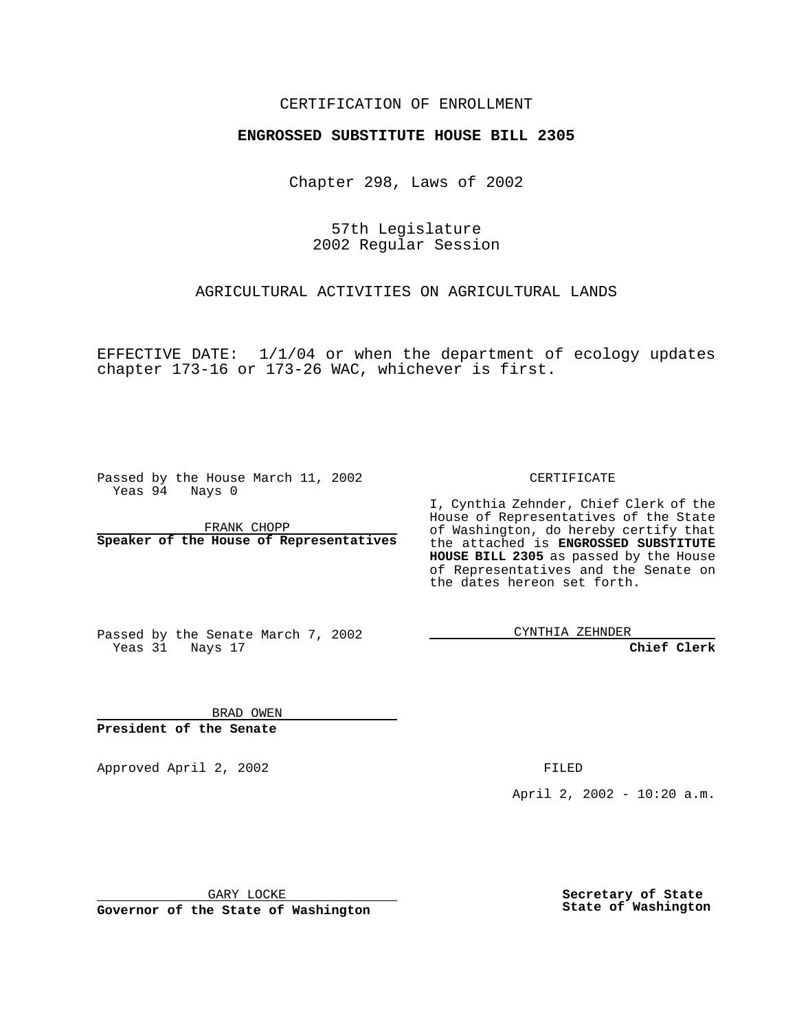CERTIFICATION OF ENROLLMENT

**ENGROSSED SUBSTITUTE HOUSE BILL 2305**

Chapter 298, Laws of 2002

57th Legislature
2002 Regular Session

AGRICULTURAL ACTIVITIES ON AGRICULTURAL LANDS

EFFECTIVE DATE: 1/1/04 or when the department of ecology updates chapter 173-16 or 173-26 WAC, whichever is first.

Passed by the House March 11, 2002
Yeas 94 Nays 0

FRANK CHOPP
**Speaker of the House of Representatives**

Passed by the Senate March 7, 2002
Yeas 31 Nays 17

BRAD OWEN
**President of the Senate**

CERTIFICATE

I, Cynthia Zehnder, Chief Clerk of the House of Representatives of the State of Washington, do hereby certify that the attached is **ENGROSSED SUBSTITUTE HOUSE BILL 2305** as passed by the House of Representatives and the Senate on the dates hereon set forth.

CYNTHIA ZEHNDER
**Chief Clerk**

Approved April 2, 2002

GARY LOCKE
**Governor of the State of Washington**

FILED

April 2, 2002 - 10:20 a.m.

**Secretary of State**
**State of Washington**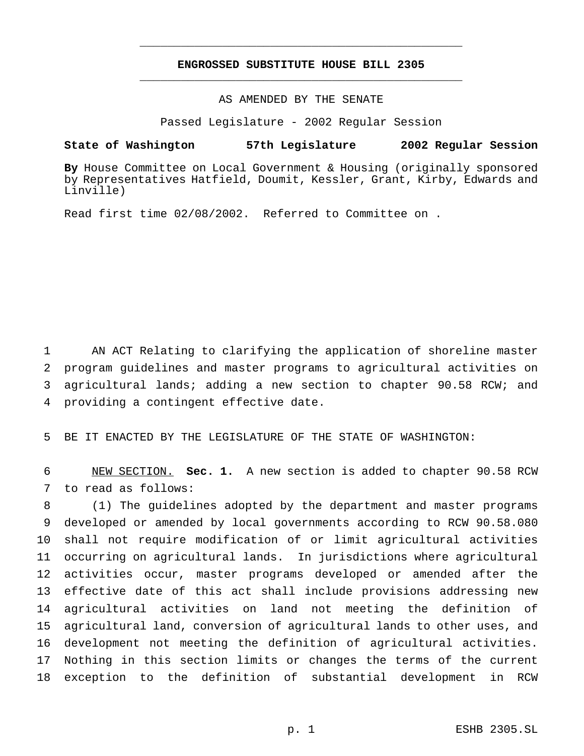# ENGROSSED SUBSTITUTE HOUSE BILL 2305

AS AMENDED BY THE SENATE

Passed Legislature - 2002 Regular Session

**State of Washington 57th Legislature 2002 Regular Session**

**By** House Committee on Local Government & Housing (originally sponsored by Representatives Hatfield, Doumit, Kessler, Grant, Kirby, Edwards and Linville)

Read first time 02/08/2002. Referred to Committee on .

AN ACT Relating to clarifying the application of shoreline master program guidelines and master programs to agricultural activities on agricultural lands; adding a new section to chapter 90.58 RCW; and providing a contingent effective date.

BE IT ENACTED BY THE LEGISLATURE OF THE STATE OF WASHINGTON:

NEW SECTION. **Sec. 1.** A new section is added to chapter 90.58 RCW to read as follows:

(1) The guidelines adopted by the department and master programs developed or amended by local governments according to RCW 90.58.080 shall not require modification of or limit agricultural activities occurring on agricultural lands. In jurisdictions where agricultural activities occur, master programs developed or amended after the effective date of this act shall include provisions addressing new agricultural activities on land not meeting the definition of agricultural land, conversion of agricultural lands to other uses, and development not meeting the definition of agricultural activities. Nothing in this section limits or changes the terms of the current exception to the definition of substantial development in RCW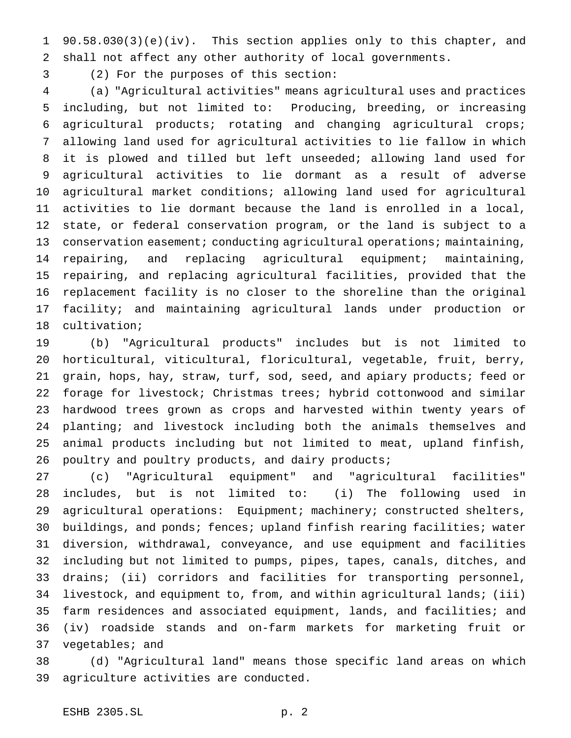90.58.030(3)(e)(iv). This section applies only to this chapter, and shall not affect any other authority of local governments.

(2) For the purposes of this section:

(a) "Agricultural activities" means agricultural uses and practices including, but not limited to: Producing, breeding, or increasing agricultural products; rotating and changing agricultural crops; allowing land used for agricultural activities to lie fallow in which it is plowed and tilled but left unseeded; allowing land used for agricultural activities to lie dormant as a result of adverse agricultural market conditions; allowing land used for agricultural activities to lie dormant because the land is enrolled in a local, state, or federal conservation program, or the land is subject to a conservation easement; conducting agricultural operations; maintaining, repairing, and replacing agricultural equipment; maintaining, repairing, and replacing agricultural facilities, provided that the replacement facility is no closer to the shoreline than the original facility; and maintaining agricultural lands under production or cultivation;

(b) "Agricultural products" includes but is not limited to horticultural, viticultural, floricultural, vegetable, fruit, berry, grain, hops, hay, straw, turf, sod, seed, and apiary products; feed or forage for livestock; Christmas trees; hybrid cottonwood and similar hardwood trees grown as crops and harvested within twenty years of planting; and livestock including both the animals themselves and animal products including but not limited to meat, upland finfish, poultry and poultry products, and dairy products;

(c) "Agricultural equipment" and "agricultural facilities" includes, but is not limited to: (i) The following used in agricultural operations: Equipment; machinery; constructed shelters, buildings, and ponds; fences; upland finfish rearing facilities; water diversion, withdrawal, conveyance, and use equipment and facilities including but not limited to pumps, pipes, tapes, canals, ditches, and drains; (ii) corridors and facilities for transporting personnel, livestock, and equipment to, from, and within agricultural lands; (iii) farm residences and associated equipment, lands, and facilities; and (iv) roadside stands and on-farm markets for marketing fruit or vegetables; and

(d) "Agricultural land" means those specific land areas on which agriculture activities are conducted.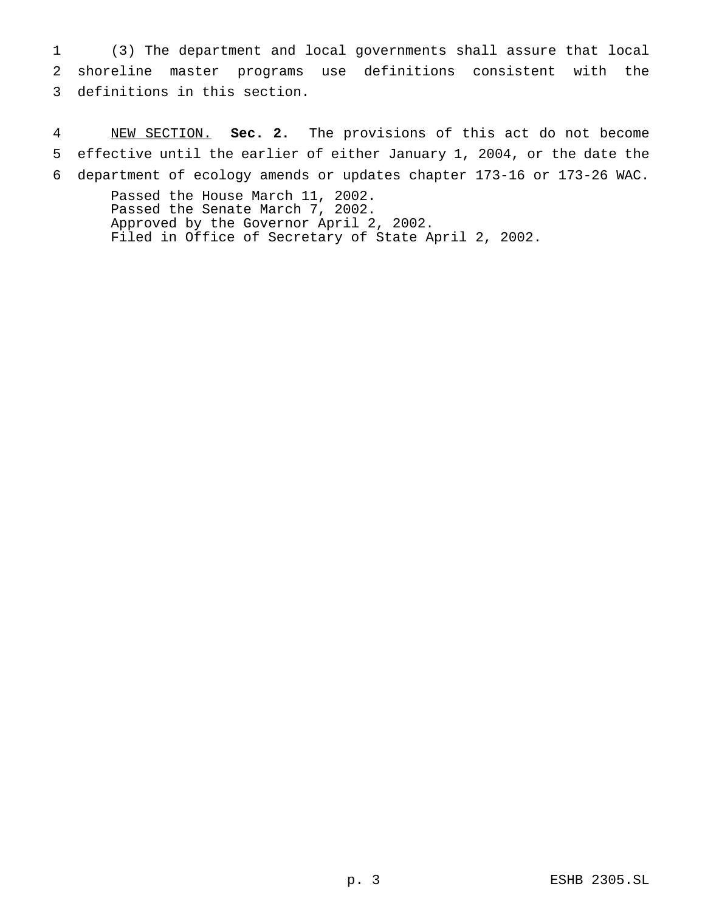(3) The department and local governments shall assure that local shoreline master programs use definitions consistent with the definitions in this section.

NEW SECTION. **Sec. 2.** The provisions of this act do not become effective until the earlier of either January 1, 2004, or the date the department of ecology amends or updates chapter 173-16 or 173-26 WAC.

Passed the House March 11, 2002.
Passed the Senate March 7, 2002.
Approved by the Governor April 2, 2002.
Filed in Office of Secretary of State April 2, 2002.